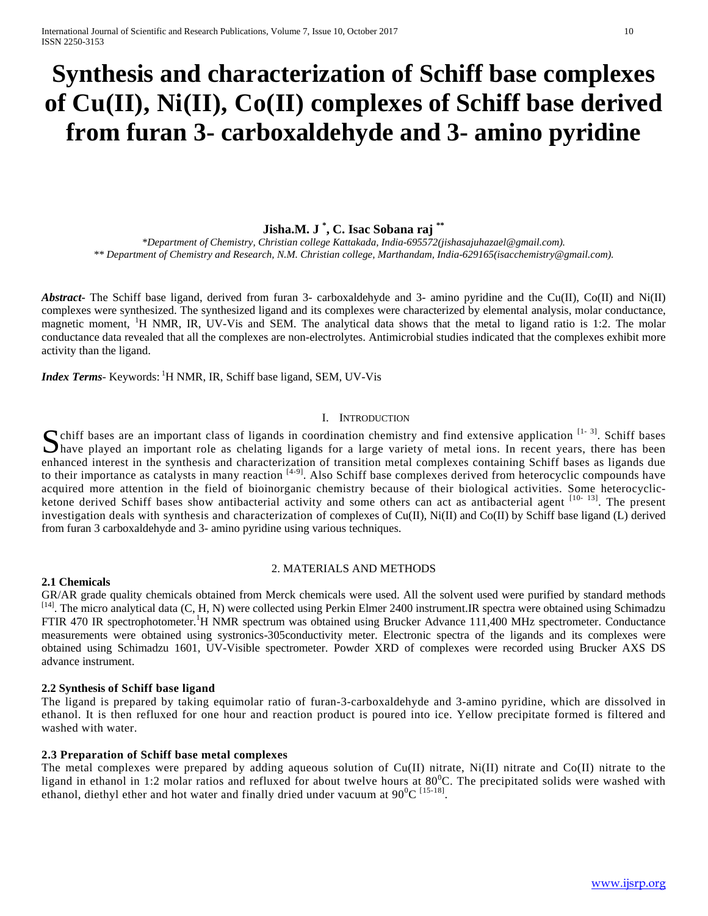# Synthesis and characterization of Schiff base complexes of Cu(II), Ni(II), Co(II) complexes of Schiff base derived from furan 3- carboxaldehyde and 3- amino pyridine

**Jisha.M. J [*], C. Isac Sobana raj [**]**

*\*Department of Chemistry, Christian college Kattakada, India-695572(jishasajuhazael@gmail.com).*
*\*\* Department of Chemistry and Research, N.M. Christian college, Marthandam, India-629165(isacchemistry@gmail.com).*

***Abstract*-** The Schiff base ligand, derived from furan 3- carboxaldehyde and 3- amino pyridine and the Cu(II), Co(II) and Ni(II) complexes were synthesized. The synthesized ligand and its complexes were characterized by elemental analysis, molar conductance, magnetic moment, $^{1}$H NMR, IR, UV-Vis and SEM. The analytical data shows that the metal to ligand ratio is 1:2. The molar conductance data revealed that all the complexes are non-electrolytes. Antimicrobial studies indicated that the complexes exhibit more activity than the ligand.

***Index Terms*-** Keywords: $^{1}$H NMR, IR, Schiff base ligand, SEM, UV-Vis

## I. Introduction

Schiff bases are an important class of ligands in coordination chemistry and find extensive application [1- 3]. Schiff bases have played an important role as chelating ligands for a large variety of metal ions. In recent years, there has been enhanced interest in the synthesis and characterization of transition metal complexes containing Schiff bases as ligands due to their importance as catalysts in many reaction [4-9]. Also Schiff base complexes derived from heterocyclic compounds have acquired more attention in the field of bioinorganic chemistry because of their biological activities. Some heterocyclic-ketone derived Schiff bases show antibacterial activity and some others can act as antibacterial agent [10- 13]. The present investigation deals with synthesis and characterization of complexes of Cu(II), Ni(II) and Co(II) by Schiff base ligand (L) derived from furan 3 carboxaldehyde and 3- amino pyridine using various techniques.

## 2. MATERIALS AND METHODS

### 2.1 Chemicals

GR/AR grade quality chemicals obtained from Merck chemicals were used. All the solvent used were purified by standard methods [14]. The micro analytical data (C, H, N) were collected using Perkin Elmer 2400 instrument.IR spectra were obtained using Schimadzu FTIR 470 IR spectrophotometer.$^{1}$H NMR spectrum was obtained using Brucker Advance 111,400 MHz spectrometer. Conductance measurements were obtained using systronics-305conductivity meter. Electronic spectra of the ligands and its complexes were obtained using Schimadzu 1601, UV-Visible spectrometer. Powder XRD of complexes were recorded using Brucker AXS DS advance instrument.

### 2.2 Synthesis of Schiff base ligand

The ligand is prepared by taking equimolar ratio of furan-3-carboxaldehyde and 3-amino pyridine, which are dissolved in ethanol. It is then refluxed for one hour and reaction product is poured into ice. Yellow precipitate formed is filtered and washed with water.

### 2.3 Preparation of Schiff base metal complexes

The metal complexes were prepared by adding aqueous solution of Cu(II) nitrate, Ni(II) nitrate and Co(II) nitrate to the ligand in ethanol in 1:2 molar ratios and refluxed for about twelve hours at $80^{0}$C. The precipitated solids were washed with ethanol, diethyl ether and hot water and finally dried under vacuum at $90^{0}$C [15-18].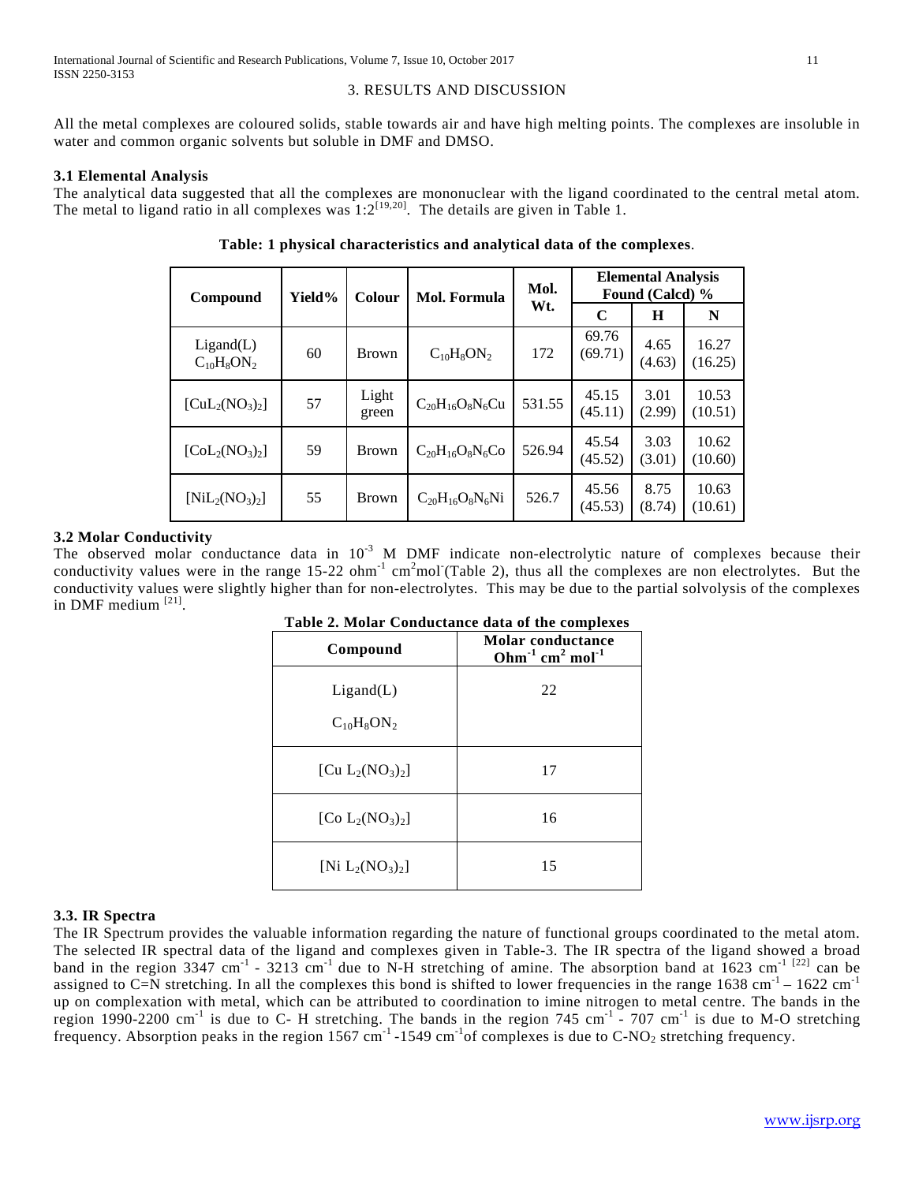## 3. RESULTS AND DISCUSSION

All the metal complexes are coloured solids, stable towards air and have high melting points. The complexes are insoluble in water and common organic solvents but soluble in DMF and DMSO.

### 3.1 Elemental Analysis

The analytical data suggested that all the complexes are mononuclear with the ligand coordinated to the central metal atom. The metal to ligand ratio in all complexes was 1:2[19,20]. The details are given in Table 1.

**Table: 1 physical characteristics and analytical data of the complexes**.

| Compound | Yield% | Colour | Mol. Formula | Mol. Wt. | Elemental Analysis Found (Calcd) % | | |
|---|---|---|---|---|---|---|---|
| | | | | | C | H | N |
| Ligand(L) $C_{10}H_8ON_2$ | 60 | Brown | $C_{10}H_8ON_2$ | 172 | 69.76 (69.71) | 4.65 (4.63) | 16.27 (16.25) |
| $[CuL_2(NO_3)_2]$ | 57 | Light green | $C_{20}H_{16}O_8N_6Cu$ | 531.55 | 45.15 (45.11) | 3.01 (2.99) | 10.53 (10.51) |
| $[CoL_2(NO_3)_2]$ | 59 | Brown | $C_{20}H_{16}O_8N_6Co$ | 526.94 | 45.54 (45.52) | 3.03 (3.01) | 10.62 (10.60) |
| $[NiL_2(NO_3)_2]$ | 55 | Brown | $C_{20}H_{16}O_8N_6Ni$ | 526.7 | 45.56 (45.53) | 8.75 (8.74) | 10.63 (10.61) |

### 3.2 Molar Conductivity

The observed molar conductance data in $10^{-3}$ M DMF indicate non-electrolytic nature of complexes because their conductivity values were in the range 15-22 $ohm^{-1}$ $cm^2mol^-$(Table 2), thus all the complexes are non electrolytes. But the conductivity values were slightly higher than for non-electrolytes. This may be due to the partial solvolysis of the complexes in DMF medium [21].

**Table 2. Molar Conductance data of the complexes**

| Compound | Molar conductance $Ohm^{-1}$ $cm^2$ $mol^{-1}$ |
|---|---|
| Ligand(L) $C_{10}H_8ON_2$ | 22 |
| $[Cu\ L_2(NO_3)_2]$ | 17 |
| $[Co\ L_2(NO_3)_2]$ | 16 |
| $[Ni\ L_2(NO_3)_2]$ | 15 |

### 3.3. IR Spectra

The IR Spectrum provides the valuable information regarding the nature of functional groups coordinated to the metal atom. The selected IR spectral data of the ligand and complexes given in Table-3. The IR spectra of the ligand showed a broad band in the region 3347 $cm^{-1}$ - 3213 $cm^{-1}$ due to N-H stretching of amine. The absorption band at 1623 $cm^{-1}$ [22] can be assigned to C=N stretching. In all the complexes this bond is shifted to lower frequencies in the range 1638 $cm^{-1}$ – 1622 $cm^{-1}$ up on complexation with metal, which can be attributed to coordination to imine nitrogen to metal centre. The bands in the region 1990-2200 $cm^{-1}$ is due to C- H stretching. The bands in the region 745 $cm^{-1}$ - 707 $cm^{-1}$ is due to M-O stretching frequency. Absorption peaks in the region 1567 $cm^{-1}$ -1549 $cm^{-1}$of complexes is due to $C\text{-}NO_2$ stretching frequency.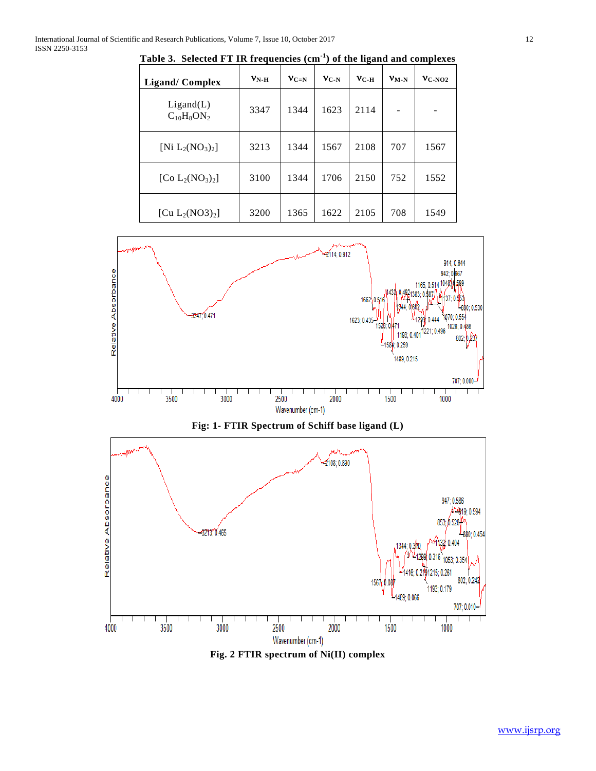**Table 3. Selected FT IR frequencies ($cm^{-1}$) of the ligand and complexes**

| Ligand/ Complex | $\nu_{N-H}$ | $\nu_{C=N}$ | $\nu_{C-N}$ | $\nu_{C-H}$ | $\nu_{M-N}$ | $\nu_{C-NO2}$ |
|---|---|---|---|---|---|---|
| Ligand(L) $C_{10}H_8ON_2$ | 3347 | 1344 | 1623 | 2114 | - | - |
| $[Ni\ L_2(NO_3)_2]$ | 3213 | 1344 | 1567 | 2108 | 707 | 1567 |
| $[Co\ L_2(NO_3)_2]$ | 3100 | 1344 | 1706 | 2150 | 752 | 1552 |
| $[Cu\ L_2(NO3)_2]$ | 3200 | 1365 | 1622 | 2105 | 708 | 1549 |

**Fig: 1- FTIR Spectrum of Schiff base ligand (L)**

**Fig. 2 FTIR spectrum of Ni(II) complex**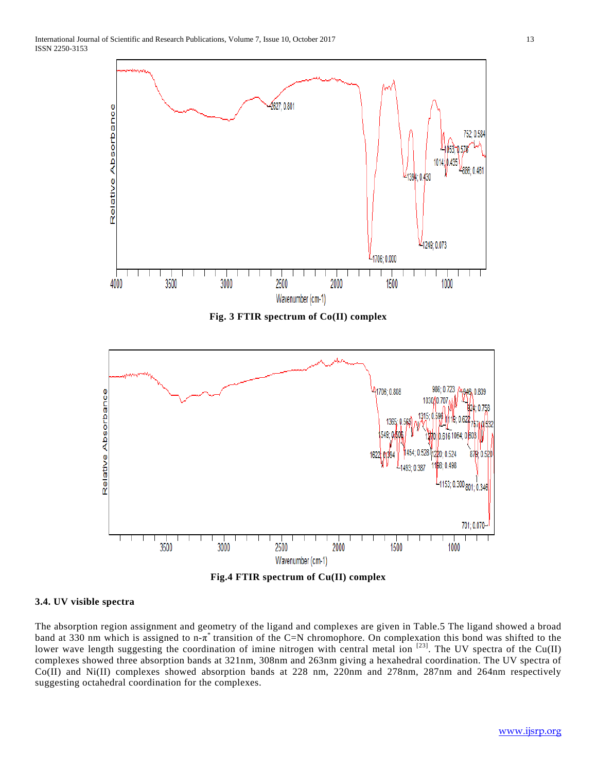Fig. 3 FTIR spectrum of Co(II) complex

Fig.4 FTIR spectrum of Cu(II) complex

### 3.4. UV visible spectra

The absorption region assignment and geometry of the ligand and complexes are given in Table.5 The ligand showed a broad band at 330 nm which is assigned to n-$\pi^*$ transition of the C=N chromophore. On complexation this bond was shifted to the lower wave length suggesting the coordination of imine nitrogen with central metal ion [23]. The UV spectra of the Cu(II) complexes showed three absorption bands at 321nm, 308nm and 263nm giving a hexahedral coordination. The UV spectra of Co(II) and Ni(II) complexes showed absorption bands at 228 nm, 220nm and 278nm, 287nm and 264nm respectively suggesting octahedral coordination for the complexes.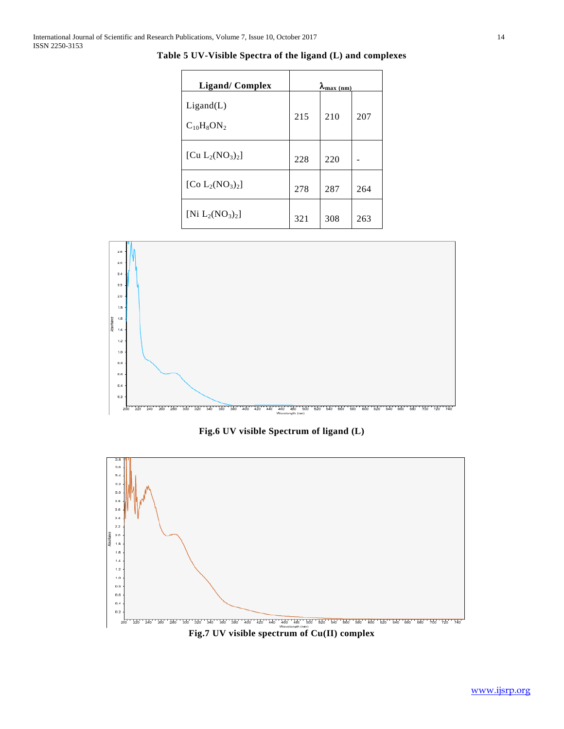**Table 5 UV-Visible Spectra of the ligand (L) and complexes**

| Ligand/ Complex | $\lambda_{max\ (nm)}$ | | |
|---|---|---|---|
| Ligand(L) $C_{10}H_8ON_2$ | 215 | 210 | 207 |
| $[Cu\ L_2(NO_3)_2]$ | 228 | 220 | - |
| $[Co\ L_2(NO_3)_2]$ | 278 | 287 | 264 |
| $[Ni\ L_2(NO_3)_2]$ | 321 | 308 | 263 |

**Fig.6 UV visible Spectrum of ligand (L)**

**Fig.7 UV visible spectrum of Cu(II) complex**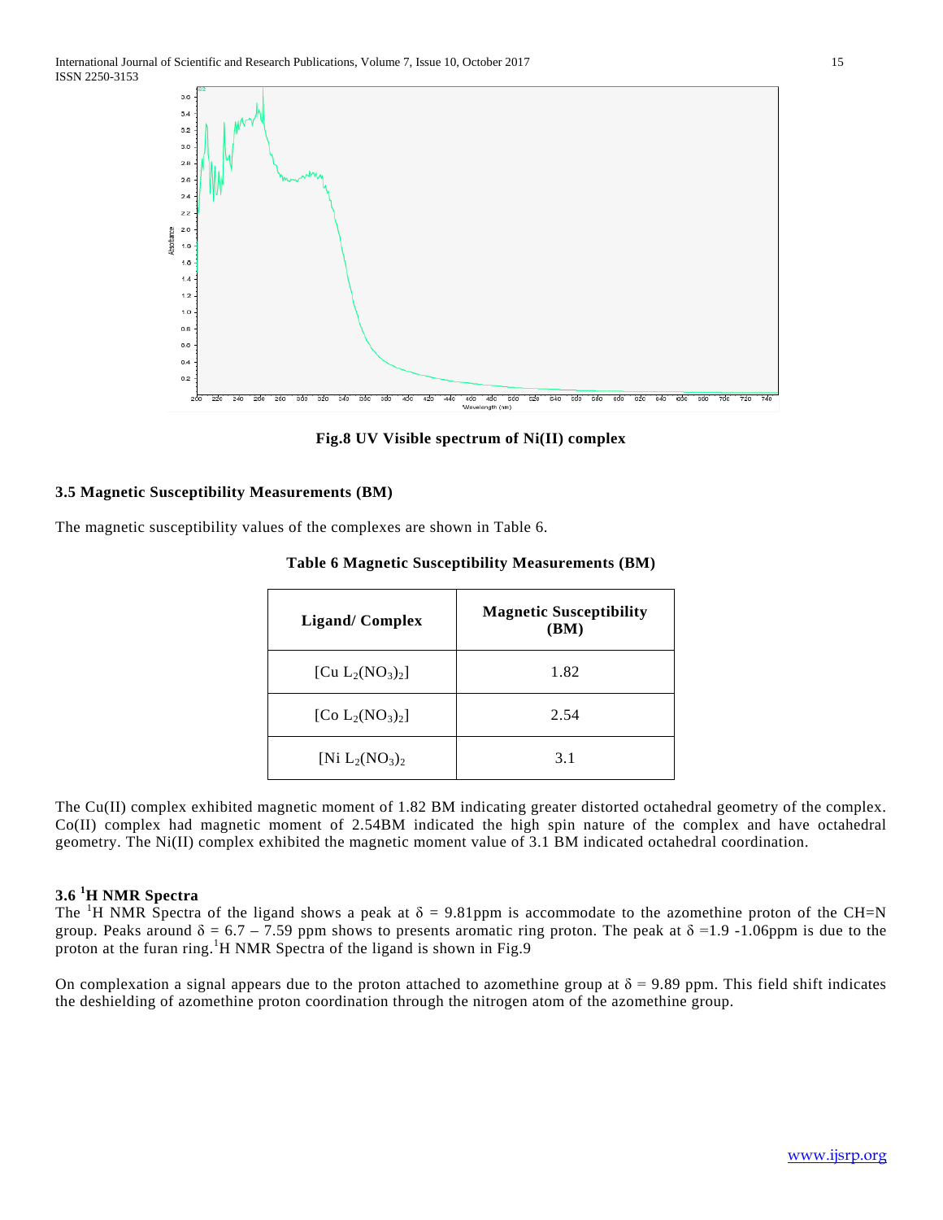Fig.8 UV Visible spectrum of Ni(II) complex

### 3.5 Magnetic Susceptibility Measurements (BM)

The magnetic susceptibility values of the complexes are shown in Table 6.

**Table 6 Magnetic Susceptibility Measurements (BM)**

| Ligand/ Complex | Magnetic Susceptibility (BM) |
|---|---|
| [Cu $L_2(NO_3)_2$] | 1.82 |
| [Co $L_2(NO_3)_2$] | 2.54 |
| [Ni $L_2(NO_3)_2$ | 3.1 |

The Cu(II) complex exhibited magnetic moment of 1.82 BM indicating greater distorted octahedral geometry of the complex. Co(II) complex had magnetic moment of 2.54BM indicated the high spin nature of the complex and have octahedral geometry. The Ni(II) complex exhibited the magnetic moment value of 3.1 BM indicated octahedral coordination.

### 3.6 $^1$H NMR Spectra

The $^1$H NMR Spectra of the ligand shows a peak at $\delta$ = 9.81ppm is accommodate to the azomethine proton of the CH=N group. Peaks around $\delta$ = 6.7 – 7.59 ppm shows to presents aromatic ring proton. The peak at $\delta$ =1.9 -1.06ppm is due to the proton at the furan ring.$^1$H NMR Spectra of the ligand is shown in Fig.9

On complexation a signal appears due to the proton attached to azomethine group at $\delta$ = 9.89 ppm. This field shift indicates the deshielding of azomethine proton coordination through the nitrogen atom of the azomethine group.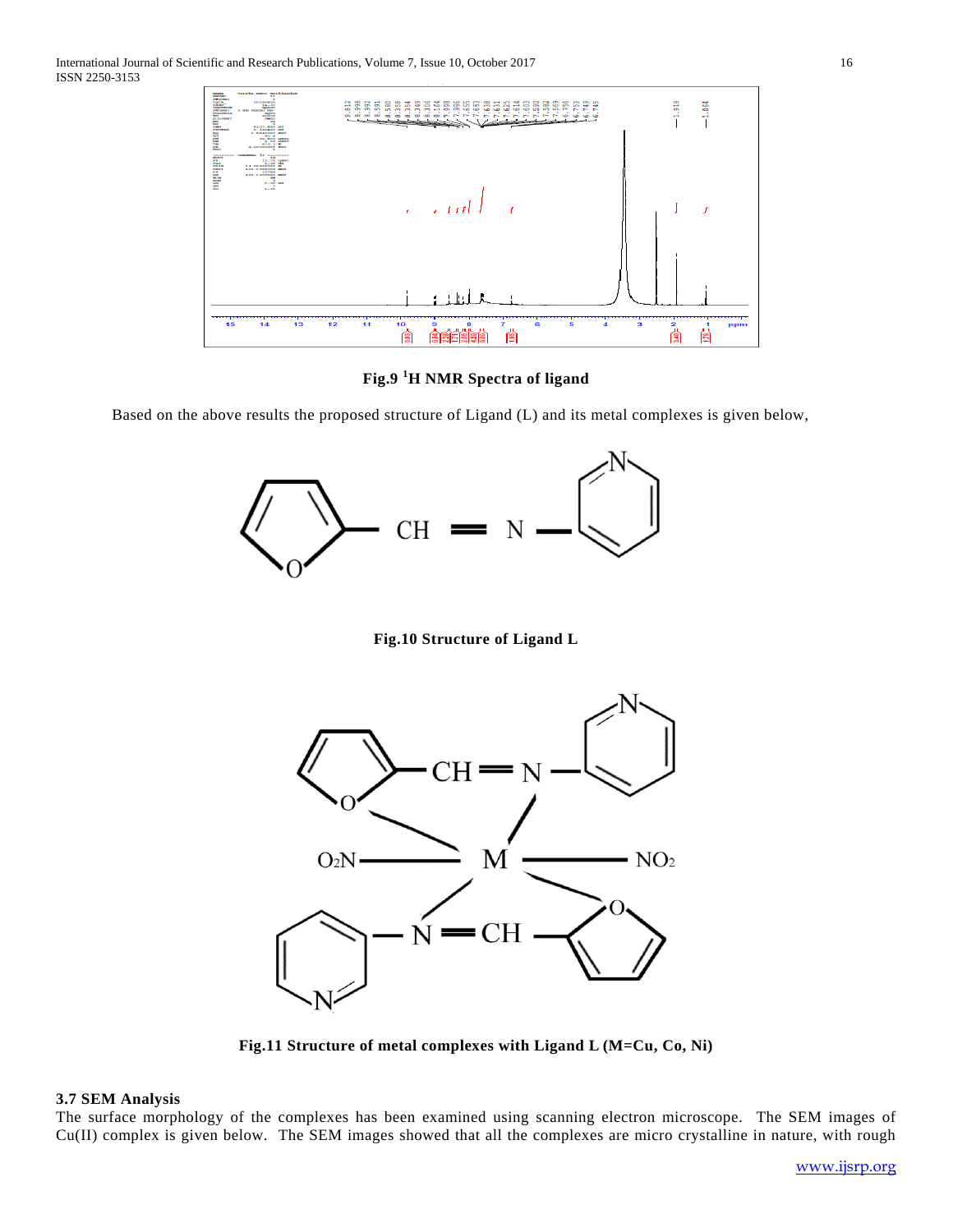Fig.9 $^{1}$H NMR Spectra of ligand

Based on the above results the proposed structure of Ligand (L) and its metal complexes is given below,

Fig.10 Structure of Ligand L

Fig.11 Structure of metal complexes with Ligand L (M=Cu, Co, Ni)

### 3.7 SEM Analysis

The surface morphology of the complexes has been examined using scanning electron microscope. The SEM images of Cu(II) complex is given below. The SEM images showed that all the complexes are micro crystalline in nature, with rough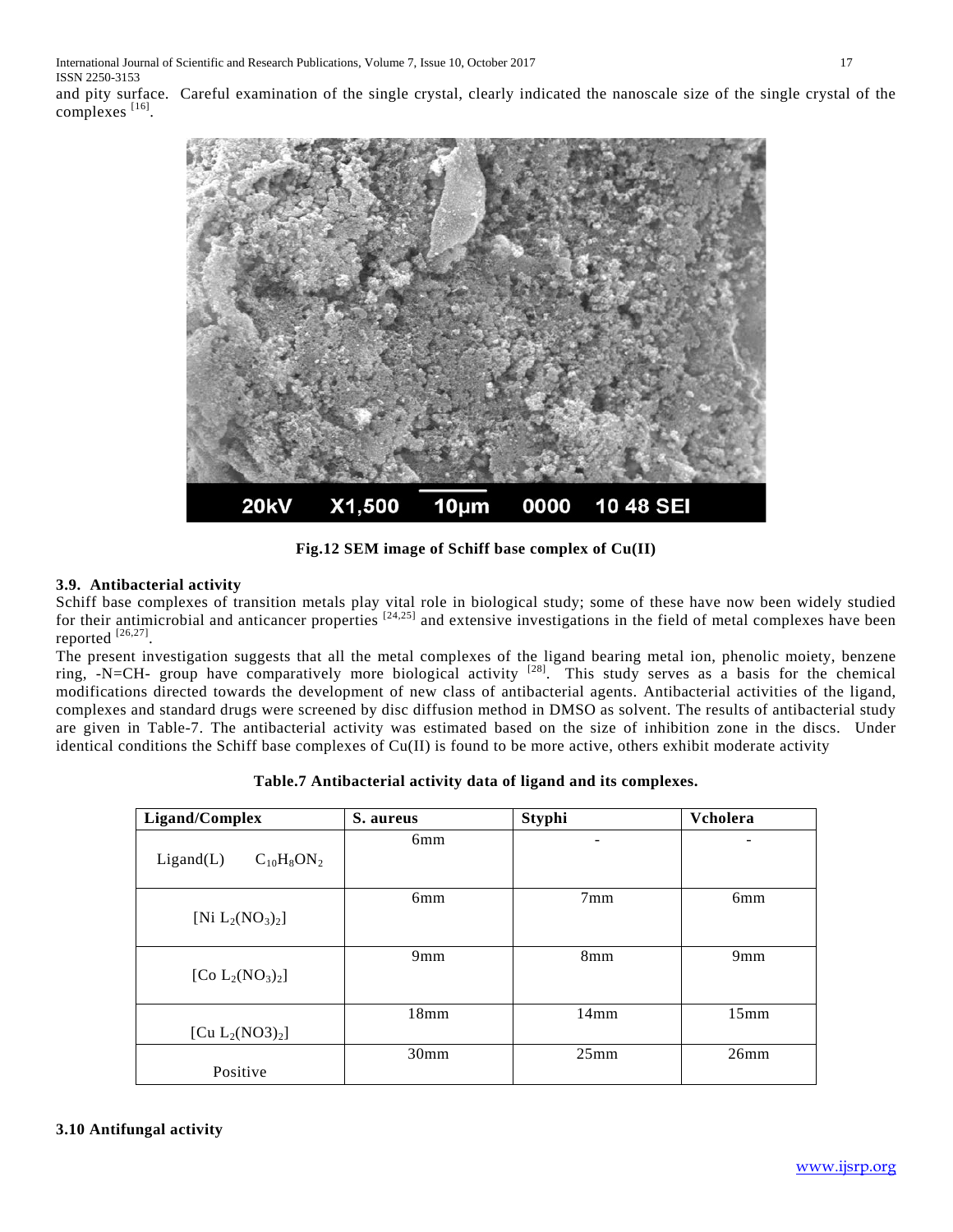and pity surface. Careful examination of the single crystal, clearly indicated the nanoscale size of the single crystal of the complexes [16].

**Fig.12 SEM image of Schiff base complex of Cu(II)**

### 3.9. Antibacterial activity

Schiff base complexes of transition metals play vital role in biological study; some of these have now been widely studied for their antimicrobial and anticancer properties [24,25] and extensive investigations in the field of metal complexes have been reported [26,27].

The present investigation suggests that all the metal complexes of the ligand bearing metal ion, phenolic moiety, benzene ring, -N=CH- group have comparatively more biological activity [28]. This study serves as a basis for the chemical modifications directed towards the development of new class of antibacterial agents. Antibacterial activities of the ligand, complexes and standard drugs were screened by disc diffusion method in DMSO as solvent. The results of antibacterial study are given in Table-7. The antibacterial activity was estimated based on the size of inhibition zone in the discs. Under identical conditions the Schiff base complexes of Cu(II) is found to be more active, others exhibit moderate activity

**Table.7 Antibacterial activity data of ligand and its complexes.**

| Ligand/Complex | S. aureus | Styphi | Vcholera |
|---|---|---|---|
| Ligand(L) $C_{10}H_8ON_2$ | 6mm | - | - |
| [Ni $L_2(NO_3)_2$] | 6mm | 7mm | 6mm |
| [Co $L_2(NO_3)_2$] | 9mm | 8mm | 9mm |
| [Cu $L_2(NO3)_2$] | 18mm | 14mm | 15mm |
| Positive | 30mm | 25mm | 26mm |

### 3.10 Antifungal activity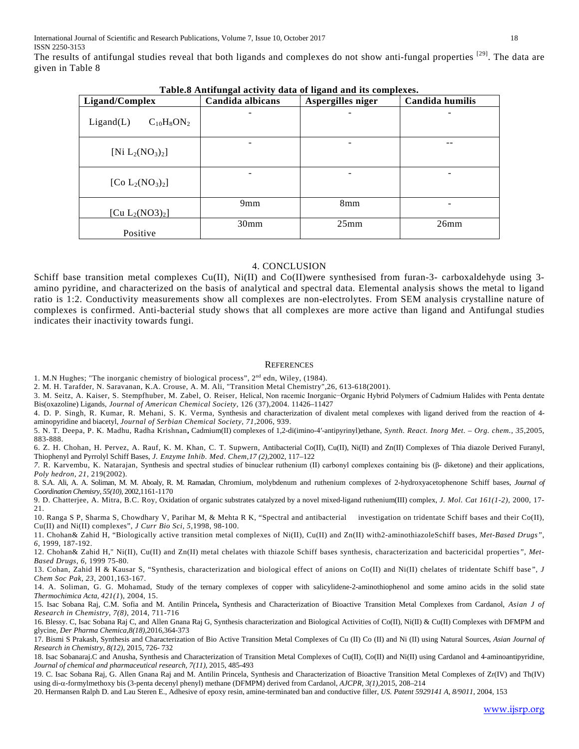The results of antifungal studies reveal that both ligands and complexes do not show anti-fungal properties [29]. The data are given in Table 8

**Table.8 Antifungal activity data of ligand and its complexes.**

| Ligand/Complex | Candida albicans | Aspergilles niger | Candida humilis |
|---|---|---|---|
| Ligand(L) $C_{10}H_8ON_2$ | - | - | - |
| $[Ni\ L_2(NO_3)_2]$ | - | - | -- |
| $[Co\ L_2(NO_3)_2]$ | - | - | - |
| $[Cu\ L_2(NO3)_2]$ | 9mm | 8mm | - |
| Positive | 30mm | 25mm | 26mm |

## 4. CONCLUSION

Schiff base transition metal complexes Cu(II), Ni(II) and Co(II)were synthesised from furan-3- carboxaldehyde using 3-amino pyridine, and characterized on the basis of analytical and spectral data. Elemental analysis shows the metal to ligand ratio is 1:2. Conductivity measurements show all complexes are non-electrolytes. From SEM analysis crystalline nature of complexes is confirmed. Anti-bacterial study shows that all complexes are more active than ligand and Antifungal studies indicates their inactivity towards fungi.

## REFERENCES

1. M.N Hughes; "The inorganic chemistry of biological process", 2nd edn, Wiley, (1984).
2. M. H. Tarafder, N. Saravanan, K.A. Crouse, A. M. Ali, "Transition Metal Chemistry",26, 613-618(2001).
3. M. Seitz, A. Kaiser, S. Stempfhuber, M. Zabel, O. Reiser, Helical, Non racemic Inorganic−Organic Hybrid Polymers of Cadmium Halides with Penta dentate Bis(oxazoline) Ligands, *Journal of American Chemical Society*, 126 (37),2004. 11426–11427
4. D. P. Singh, R. Kumar, R. Mehani, S. K. Verma, Synthesis and characterization of divalent metal complexes with ligand derived from the reaction of 4-aminopyridine and biacetyl, *Journal of Serbian Chemical Society, 71*,2006, 939.
5. N. T. Deepa, P. K. Madhu, Radha Krishnan**,** Cadmium(II) complexes of 1,2-di(imino-4′-antipyrinyl)ethane, *Synth. React. Inorg Met. – Org. chem., 35*,2005, 883-888.
6. Z. H. Chohan, H. Pervez, A. Rauf, K. M. Khan, C. T. Supwern, Antibacterial Co(II), Cu(II), Ni(II) and Zn(II) Complexes of Thia diazole Derived Furanyl, Thiophenyl and Pyrrolyl Schiff Bases, *J. Enzyme Inhib. Med. Chem,17 (2)*,2002, 117–122
7. R. Karvembu, K. Natarajan, Synthesis and spectral studies of binuclear ruthenium (II) carbonyl complexes containing bis (β- diketone) and their applications, *Poly hedron, 21*, 219(2002).
8. S.A. Ali, A. A. Soliman, M. M. Aboaly, R. M. Ramadan, Chromium, molybdenum and ruthenium complexes of 2-hydroxyacetophenone Schiff bases, *Journal of Coordination Chemisry, 55(10)*, 2002,1161-1170
9. D. Chatterjee, A. Mitra, B.C. Roy, Oxidation of organic substrates catalyzed by a novel mixed-ligand ruthenium(III) complex, *J. Mol. Cat 161(1-2)*, 2000, 17-21.
10. Ranga S P, Sharma S, Chowdhary V, Parihar M, & Mehta R K, "Spectral and antibacterial investigation on tridentate Schiff bases and their Co(II), Cu(II) and Ni(II) complexes", *J Curr Bio Sci, 5*,1998, 98-100.
11. Chohan& Zahid H, "Biologically active transition metal complexes of Ni(II), Cu(II) and Zn(II) with2-aminothiazoleSchiff bases, *Met-Based Drugs", 6*, 1999, 187-192.
12. Chohan& Zahid H," Ni(II), Cu(II) and Zn(II) metal chelates with thiazole Schiff bases synthesis, characterization and bactericidal properties*", Met-Based Drugs, 6*, 1999 75-80.
13. Cohan, Zahid H & Kausar S, "Synthesis, characterization and biological effect of anions on Co(II) and Ni(II) chelates of tridentate Schiff base*", J Chem Soc Pak, 23*, 2001,163-167.
14. A. Soliman, G. G. Mohamad, Study of the ternary complexes of copper with salicylidene-2-aminothiophenol and some amino acids in the solid state *Thermochimica Acta, 421(1*), 2004, 15.
15. Isac Sobana Raj, C.M. Sofia and M. Antilin Princela**,** Synthesis and Characterization of Bioactive Transition Metal Complexes from Cardanol, *Asian J of Research in Chemistry, 7(8)*, 2014, 711-716
16. Blessy. C, Isac Sobana Raj C, and Allen Gnana Raj G, Synthesis characterization and Biological Activities of Co(II), Ni(II) & Cu(II) Complexes with DFMPM and glycine, *Der Pharma Chemica,8(18)*,2016,364-373
17. Bismi S Prakash, Synthesis and Characterization of Bio Active Transition Metal Complexes of Cu (II) Co (II) and Ni (II) using Natural Sources, *Asian Journal of Research in Chemistry, 8(12)*, 2015, 726- 732
18. Isac Sobanaraj.C and Anusha, Synthesis and Characterization of Transition Metal Complexes of Cu(II), Co(II) and Ni(II) using Cardanol and 4-aminoantipyridine, *Journal of chemical and pharmaceutical research, 7(11)*, 2015, 485-493
19. C. Isac Sobana Raj, G. Allen Gnana Raj and M. Antilin Princela, Synthesis and Characterization of Bioactive Transition Metal Complexes of Zr(IV) and Th(IV) using di-α-formylmethoxy bis (3-penta decenyl phenyl) methane (DFMPM) derived from Cardanol, *AJCPR, 3(1)*,2015, 208–214
20. Hermansen Ralph D. and Lau Steren E., Adhesive of epoxy resin, amine-terminated ban and conductive filler, *US. Patent 5929141 A, 8/9011*, 2004, 153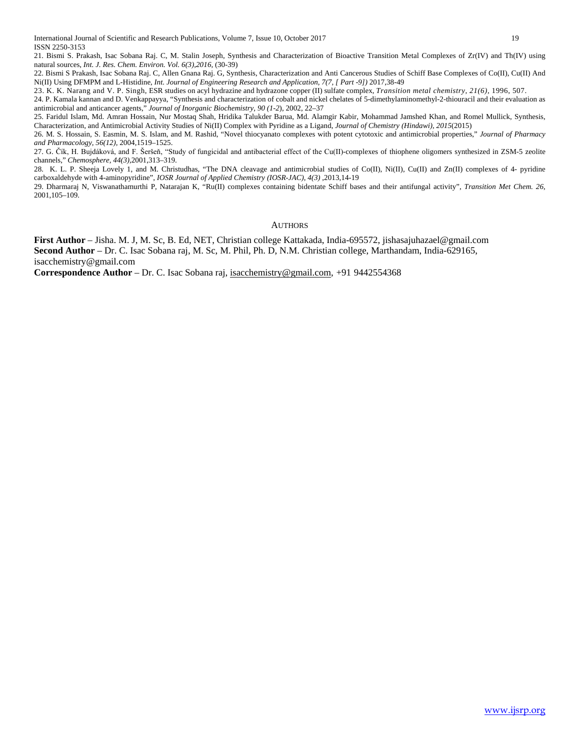21. Bismi S. Prakash, Isac Sobana Raj. C, M. Stalin Joseph, Synthesis and Characterization of Bioactive Transition Metal Complexes of Zr(IV) and Th(IV) using natural sources, *Int. J. Res. Chem. Environ. Vol. 6(3),2016,* (30-39)

22. Bismi S Prakash, Isac Sobana Raj. C, Allen Gnana Raj. G, Synthesis, Characterization and Anti Cancerous Studies of Schiff Base Complexes of Co(II), Cu(II) And Ni(II) Using DFMPM and L-Histidine, *Int. Journal of Engineering Research and Application, 7(7, [ Part -9])* 2017,38-49

23. K. K. Narang and V. P. Singh, ESR studies on acyl hydrazine and hydrazone copper (II) sulfate complex, *Transition metal chemistry, 21(6)*, 1996, 507.

24. P. Kamala kannan and D. Venkappayya, "Synthesis and characterization of cobalt and nickel chelates of 5-dimethylaminomethyl-2-thiouracil and their evaluation as antimicrobial and anticancer agents," *Journal of Inorganic Biochemistry, 90 (1-2*), 2002, 22–37

25. Faridul Islam, Md. Amran Hossain, Nur Mostaq Shah, Hridika Talukder Barua, Md. Alamgir Kabir, Mohammad Jamshed Khan, and Romel Mullick, Synthesis, Characterization, and Antimicrobial Activity Studies of Ni(II) Complex with Pyridine as a Ligand, *Journal of Chemistry (Hindawi), 2015*(2015)

26. M. S. Hossain, S. Easmin, M. S. Islam, and M. Rashid, "Novel thiocyanato complexes with potent cytotoxic and antimicrobial properties," *Journal of Pharmacy and Pharmacology, 56(12),* 2004,1519–1525.

27. G. Čík, H. Bujdáková, and F. Šeršeň, "Study of fungicidal and antibacterial effect of the Cu(II)-complexes of thiophene oligomers synthesized in ZSM-5 zeolite channels," *Chemosphere, 44(3),*2001,313–319.

28. K. L. P. Sheeja Lovely 1, and M. Christudhas, "The DNA cleavage and antimicrobial studies of Co(II), Ni(II), Cu(II) and Zn(II) complexes of 4- pyridine carboxaldehyde with 4-aminopyridine", *IOSR Journal of Applied Chemistry (IOSR-JAC), 4(3)* ,2013,14-19

29. Dharmaraj N, Viswanathamurthi P, Natarajan K, "Ru(II) complexes containing bidentate Schiff bases and their antifungal activity", *Transition Met Chem. 26*, 2001,105–109.

## AUTHORS

**First Author** – Jisha. M. J, M. Sc, B. Ed, NET, Christian college Kattakada, India-695572, jishasajuhazael@gmail.com

**Second Author** – Dr. C. Isac Sobana raj, M. Sc, M. Phil, Ph. D, N.M. Christian college, Marthandam, India-629165, isacchemistry@gmail.com

**Correspondence Author** – Dr. C. Isac Sobana raj, isacchemistry@gmail.com, +91 9442554368